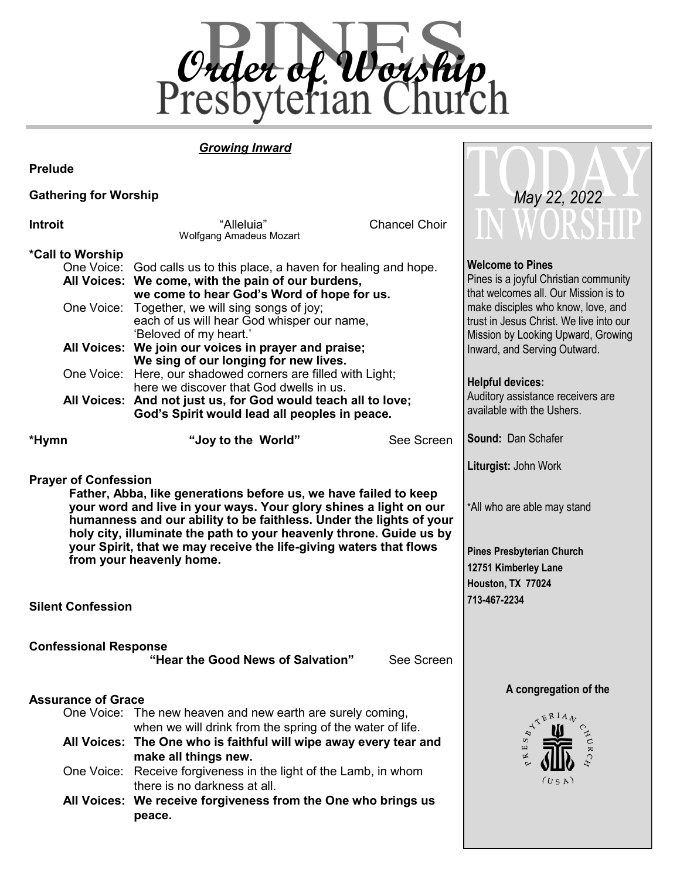# Order of Worship
## Pines Presbyterian Church

***Growing Inward***

**Prelude**

**Gathering for Worship**

**Introit** — "Alleluia" — Wolfgang Amadeus Mozart — Chancel Choir

**\*Call to Worship**

One Voice: God calls us to this place, a haven for healing and hope.
**All Voices: We come, with the pain of our burdens, we come to hear God's Word of hope for us.**
One Voice: Together, we will sing songs of joy; each of us will hear God whisper our name, 'Beloved of my heart.'
**All Voices: We join our voices in prayer and praise; We sing of our longing for new lives.**
One Voice: Here, our shadowed corners are filled with Light; here we discover that God dwells in us.
**All Voices: And not just us, for God would teach all to love; God's Spirit would lead all peoples in peace.**

**\*Hymn** — **"Joy to the World"** — See Screen

**Prayer of Confession**

**Father, Abba, like generations before us, we have failed to keep your word and live in your ways. Your glory shines a light on our humanness and our ability to be faithless. Under the lights of your holy city, illuminate the path to your heavenly throne. Guide us by your Spirit, that we may receive the life-giving waters that flows from your heavenly home.**

**Silent Confession**

**Confessional Response**
**"Hear the Good News of Salvation"** — See Screen

**Assurance of Grace**

One Voice: The new heaven and new earth are surely coming, when we will drink from the spring of the water of life.
**All Voices: The One who is faithful will wipe away every tear and make all things new.**
One Voice: Receive forgiveness in the light of the Lamb, in whom there is no darkness at all.
**All Voices: We receive forgiveness from the One who brings us peace.**

---

## TODAY IN WORSHIP
*May 22, 2022*

**Welcome to Pines**
Pines is a joyful Christian community that welcomes all. Our Mission is to make disciples who know, love, and trust in Jesus Christ. We live into our Mission by Looking Upward, Growing Inward, and Serving Outward.

**Helpful devices:**
Auditory assistance receivers are available with the Ushers.

**Sound:** Dan Schafer

**Liturgist:** John Work

\*All who are able may stand

**Pines Presbyterian Church**
**12751 Kimberley Lane**
**Houston, TX 77024**
**713-467-2234**

**A congregation of the**
Presbyterian Church (USA)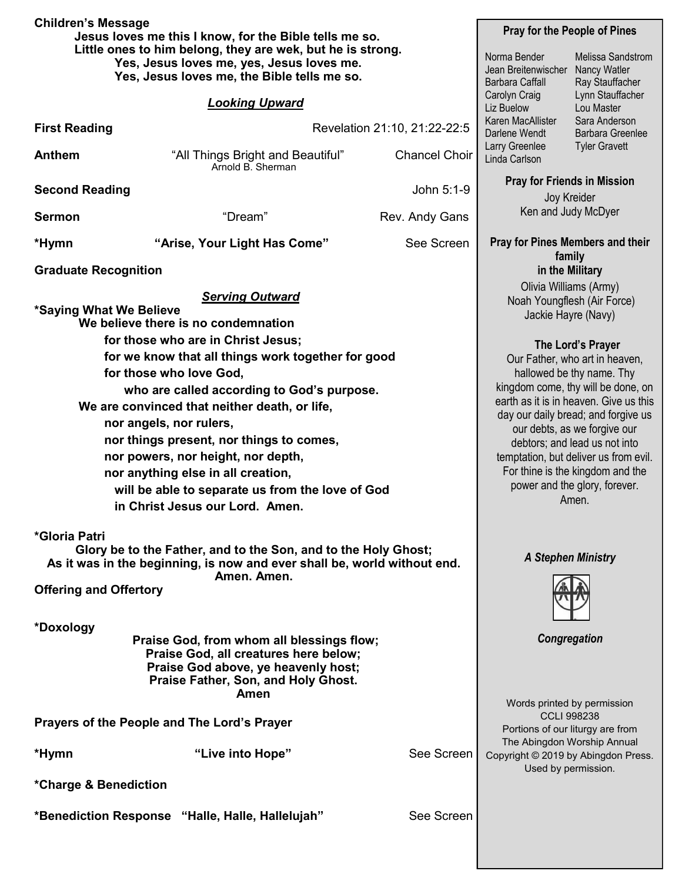**Children's Message**

**Jesus loves me this I know, for the Bible tells me so.**
**Little ones to him belong, they are wek, but he is strong.**
**Yes, Jesus loves me, yes, Jesus loves me.**
**Yes, Jesus loves me, the Bible tells me so.**

***Looking Upward***

**First Reading** Revelation 21:10, 21:22-22:5

**Anthem** "All Things Bright and Beautiful" Chancel Choir
Arnold B. Sherman

**Second Reading** John 5:1-9

**Sermon** "Dream" Rev. Andy Gans

***Hymn** **"Arise, Your Light Has Come"** See Screen

**Graduate Recognition**

***Serving Outward***

***Saying What We Believe**

**We believe there is no condemnation**
**for those who are in Christ Jesus;**
**for we know that all things work together for good**
**for those who love God,**
**who are called according to God's purpose.**
**We are convinced that neither death, or life,**
**nor angels, nor rulers,**
**nor things present, nor things to comes,**
**nor powers, nor height, nor depth,**
**nor anything else in all creation,**
**will be able to separate us from the love of God**
**in Christ Jesus our Lord. Amen.**

***Gloria Patri**

**Glory be to the Father, and to the Son, and to the Holy Ghost;**
**As it was in the beginning, is now and ever shall be, world without end.**
**Amen. Amen.**

**Offering and Offertory**

***Doxology**

**Praise God, from whom all blessings flow;**
**Praise God, all creatures here below;**
**Praise God above, ye heavenly host;**
**Praise Father, Son, and Holy Ghost.**
**Amen**

**Prayers of the People and The Lord's Prayer**

***Hymn** **"Live into Hope"** See Screen

***Charge & Benediction**

***Benediction Response** **"Halle, Halle, Hallelujah"** See Screen

---

**Pray for the People of Pines**

Norma Bender
Jean Breitenwischer
Barbara Caffall
Carolyn Craig
Liz Buelow
Karen MacAllister
Darlene Wendt
Larry Greenlee
Linda Carlson
Melissa Sandstrom
Nancy Watler
Ray Stauffacher
Lynn Stauffacher
Lou Master
Sara Anderson
Barbara Greenlee
Tyler Gravett

**Pray for Friends in Mission**

Joy Kreider
Ken and Judy McDyer

**Pray for Pines Members and their family in the Military**

Olivia Williams (Army)
Noah Youngflesh (Air Force)
Jackie Hayre (Navy)

**The Lord's Prayer**

Our Father, who art in heaven, hallowed be thy name. Thy kingdom come, thy will be done, on earth as it is in heaven. Give us this day our daily bread; and forgive us our debts, as we forgive our debtors; and lead us not into temptation, but deliver us from evil. For thine is the kingdom and the power and the glory, forever. Amen.

***A Stephen Ministry***

***Congregation***

Words printed by permission
CCLI 998238
Portions of our liturgy are from The Abingdon Worship Annual
Copyright © 2019 by Abingdon Press. Used by permission.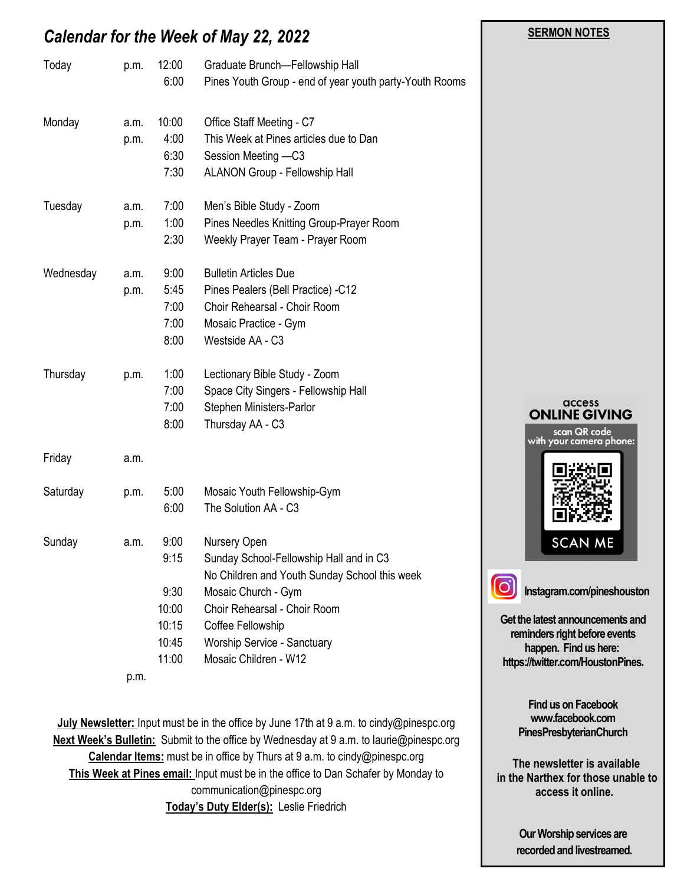## *Calendar for the Week of May 22, 2022*

| | | | |
|---|---|---|---|
| Today | p.m. | 12:00 | Graduate Brunch—Fellowship Hall |
| | | 6:00 | Pines Youth Group - end of year youth party-Youth Rooms |
| Monday | a.m. | 10:00 | Office Staff Meeting - C7 |
| | p.m. | 4:00 | This Week at Pines articles due to Dan |
| | | 6:30 | Session Meeting —C3 |
| | | 7:30 | ALANON Group - Fellowship Hall |
| Tuesday | a.m. | 7:00 | Men's Bible Study - Zoom |
| | p.m. | 1:00 | Pines Needles Knitting Group-Prayer Room |
| | | 2:30 | Weekly Prayer Team - Prayer Room |
| Wednesday | a.m. | 9:00 | Bulletin Articles Due |
| | p.m. | 5:45 | Pines Pealers (Bell Practice) -C12 |
| | | 7:00 | Choir Rehearsal - Choir Room |
| | | 7:00 | Mosaic Practice - Gym |
| | | 8:00 | Westside AA - C3 |
| Thursday | p.m. | 1:00 | Lectionary Bible Study - Zoom |
| | | 7:00 | Space City Singers - Fellowship Hall |
| | | 7:00 | Stephen Ministers-Parlor |
| | | 8:00 | Thursday AA - C3 |
| Friday | a.m. | | |
| Saturday | p.m. | 5:00 | Mosaic Youth Fellowship-Gym |
| | | 6:00 | The Solution AA - C3 |
| Sunday | a.m. | 9:00 | Nursery Open |
| | | 9:15 | Sunday School-Fellowship Hall and in C3 |
| | | | No Children and Youth Sunday School this week |
| | | 9:30 | Mosaic Church - Gym |
| | | 10:00 | Choir Rehearsal - Choir Room |
| | | 10:15 | Coffee Fellowship |
| | | 10:45 | Worship Service - Sanctuary |
| | | 11:00 | Mosaic Children - W12 |
| | p.m. | | |

**July Newsletter:** Input must be in the office by June 17th at 9 a.m. to cindy@pinespc.org
**Next Week's Bulletin:** Submit to the office by Wednesday at 9 a.m. to laurie@pinespc.org
**Calendar Items:** must be in office by Thurs at 9 a.m. to cindy@pinespc.org
**This Week at Pines email:** Input must be in the office to Dan Schafer by Monday to communication@pinespc.org
**Today's Duty Elder(s):** Leslie Friedrich

**SERMON NOTES**

access
**ONLINE GIVING**
scan QR code
with your camera phone:
SCAN ME

**Instagram.com/pineshouston**

**Get the latest announcements and reminders right before events happen. Find us here: https://twitter.com/HoustonPines.**

**Find us on Facebook www.facebook.com PinesPresbyterianChurch**

**The newsletter is available in the Narthex for those unable to access it online.**

**Our Worship services are recorded and livestreamed.**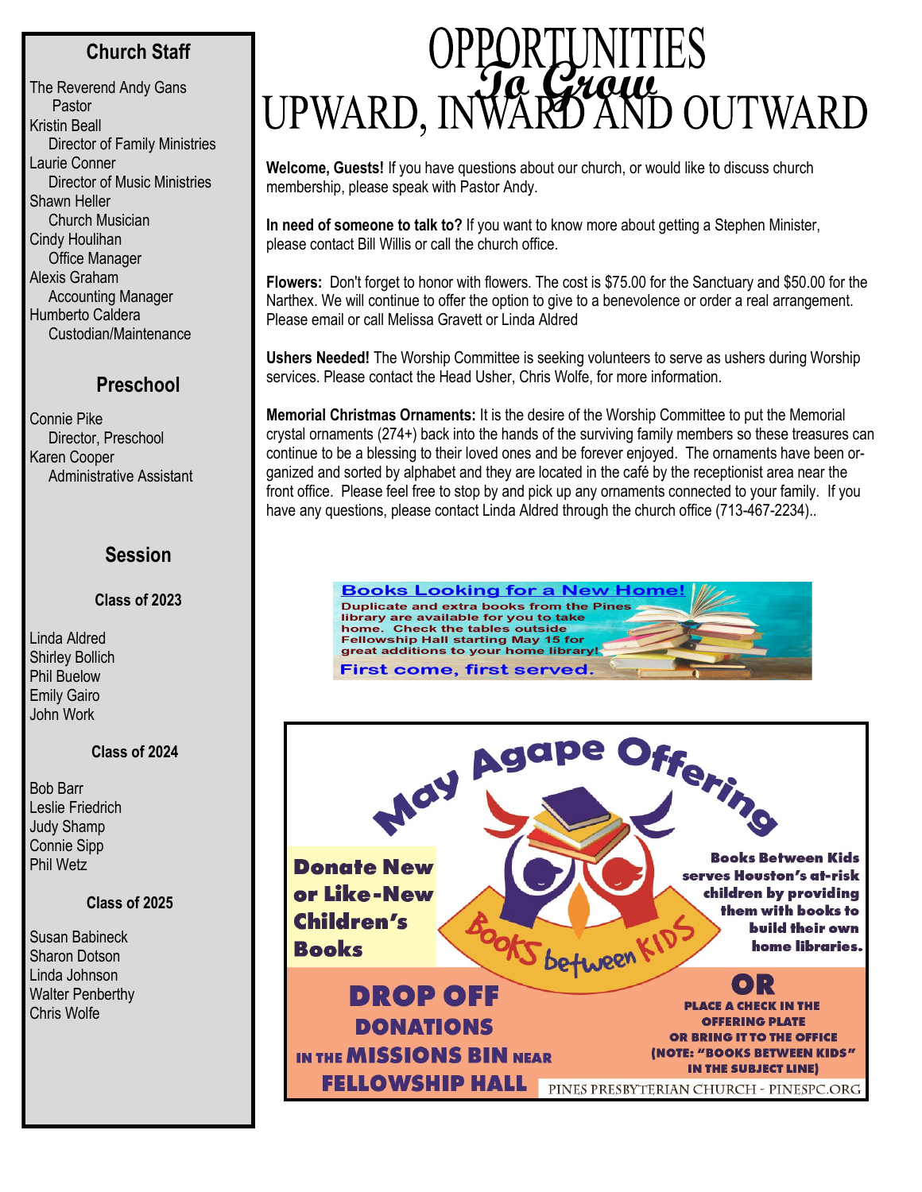# OPPORTUNITIES *To Grow* UPWARD, INWARD AND OUTWARD

**Welcome, Guests!** If you have questions about our church, or would like to discuss church membership, please speak with Pastor Andy.

**In need of someone to talk to?** If you want to know more about getting a Stephen Minister, please contact Bill Willis or call the church office.

**Flowers:** Don't forget to honor with flowers. The cost is $75.00 for the Sanctuary and $50.00 for the Narthex. We will continue to offer the option to give to a benevolence or order a real arrangement. Please email or call Melissa Gravett or Linda Aldred

**Ushers Needed!** The Worship Committee is seeking volunteers to serve as ushers during Worship services. Please contact the Head Usher, Chris Wolfe, for more information.

**Memorial Christmas Ornaments:** It is the desire of the Worship Committee to put the Memorial crystal ornaments (274+) back into the hands of the surviving family members so these treasures can continue to be a blessing to their loved ones and be forever enjoyed. The ornaments have been organized and sorted by alphabet and they are located in the café by the receptionist area near the front office. Please feel free to stop by and pick up any ornaments connected to your family. If you have any questions, please contact Linda Aldred through the church office (713-467-2234)..

**Books Looking for a New Home!**

Duplicate and extra books from the Pines library are available for you to take home. Check the tables outside Fellowship Hall starting May 15 for great additions to your home library!

**First come, first served.**

## May Agape Offering

**Donate New or Like-New Children's Books**

Books between KIDS

**Books Between Kids serves Houston's at-risk children by providing them with books to build their own home libraries.**

**DROP OFF DONATIONS IN THE MISSIONS BIN NEAR FELLOWSHIP HALL**

**OR**

**PLACE A CHECK IN THE OFFERING PLATE OR BRING IT TO THE OFFICE (NOTE: "BOOKS BETWEEN KIDS" IN THE SUBJECT LINE)**

PINES PRESBYTERIAN CHURCH - PINESPC.ORG

## Church Staff

The Reverend Andy Gans
Pastor
Kristin Beall
Director of Family Ministries
Laurie Conner
Director of Music Ministries
Shawn Heller
Church Musician
Cindy Houlihan
Office Manager
Alexis Graham
Accounting Manager
Humberto Caldera
Custodian/Maintenance

## Preschool

Connie Pike
Director, Preschool
Karen Cooper
Administrative Assistant

## Session

### Class of 2023

Linda Aldred
Shirley Bollich
Phil Buelow
Emily Gairo
John Work

### Class of 2024

Bob Barr
Leslie Friedrich
Judy Shamp
Connie Sipp
Phil Wetz

### Class of 2025

Susan Babineck
Sharon Dotson
Linda Johnson
Walter Penberthy
Chris Wolfe